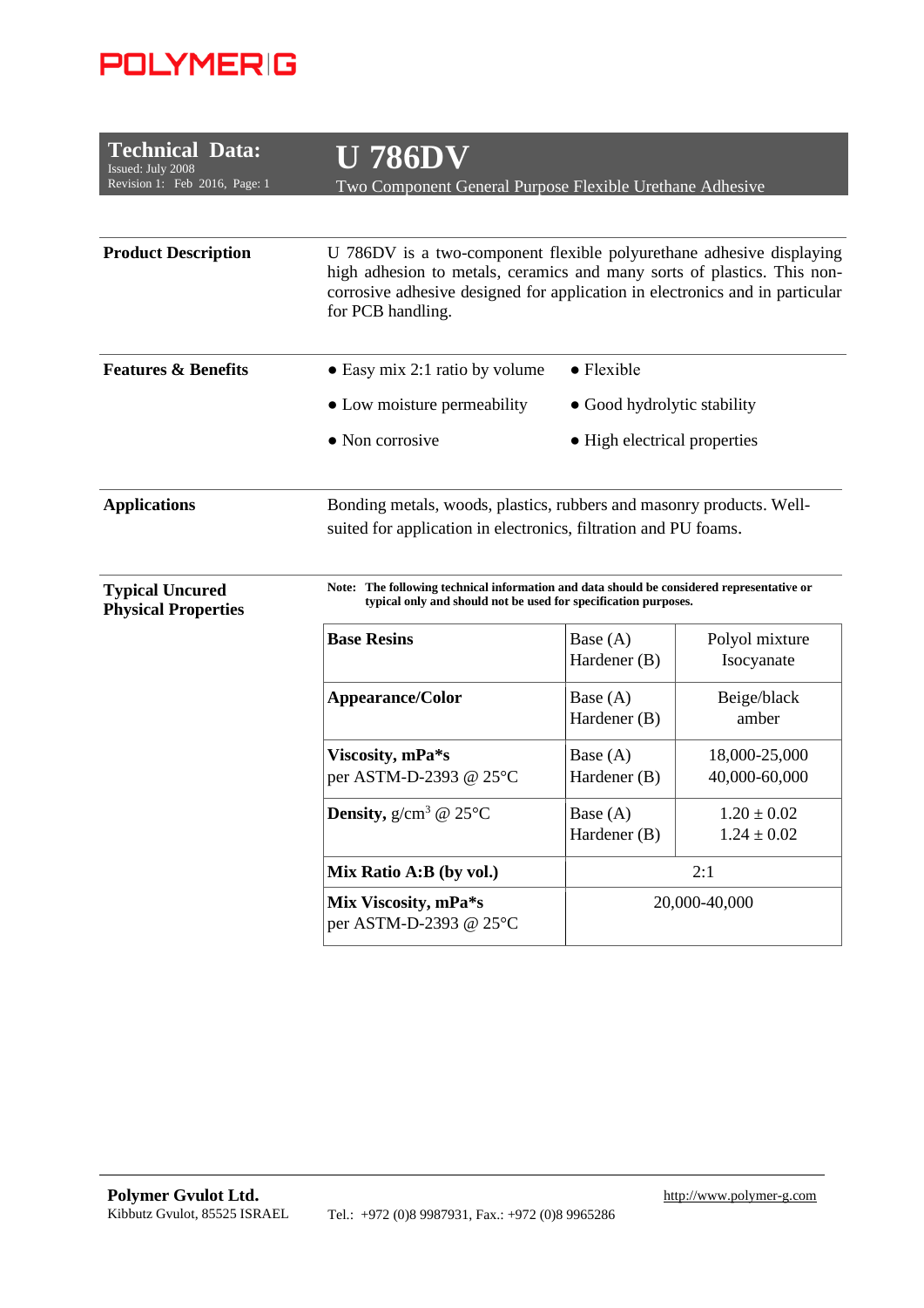POLYMER|G

# Technical Data:

Issued: July 2008
Revision 1: Feb 2016, Page: 1

# U 786DV

Two Component General Purpose Flexible Urethane Adhesive

## Product Description

U 786DV is a two-component flexible polyurethane adhesive displaying high adhesion to metals, ceramics and many sorts of plastics. This non-corrosive adhesive designed for application in electronics and in particular for PCB handling.

## Features & Benefits

- Easy mix 2:1 ratio by volume
- Flexible
- Low moisture permeability
- Good hydrolytic stability
- Non corrosive
- High electrical properties

## Applications

Bonding metals, woods, plastics, rubbers and masonry products. Well-suited for application in electronics, filtration and PU foams.

## Typical Uncured Physical Properties

**Note: The following technical information and data should be considered representative or typical only and should not be used for specification purposes.**

| | | |
|---|---|---|
| **Base Resins** | Base (A)<br>Hardener (B) | Polyol mixture<br>Isocyanate |
| **Appearance/Color** | Base (A)<br>Hardener (B) | Beige/black<br>amber |
| **Viscosity, mPa\*s**<br>per ASTM-D-2393 @ 25°C | Base (A)<br>Hardener (B) | 18,000-25,000<br>40,000-60,000 |
| **Density,** g/cm$^3$ @ 25°C | Base (A)<br>Hardener (B) | 1.20 ± 0.02<br>1.24 ± 0.02 |
| **Mix Ratio A:B (by vol.)** | 2:1 | |
| **Mix Viscosity, mPa\*s**<br>per ASTM-D-2393 @ 25°C | 20,000-40,000 | |

**Polymer Gvulot Ltd.**
Kibbutz Gvulot, 85525 ISRAEL
Tel.: +972 (0)8 9987931, Fax.: +972 (0)8 9965286
http://www.polymer-g.com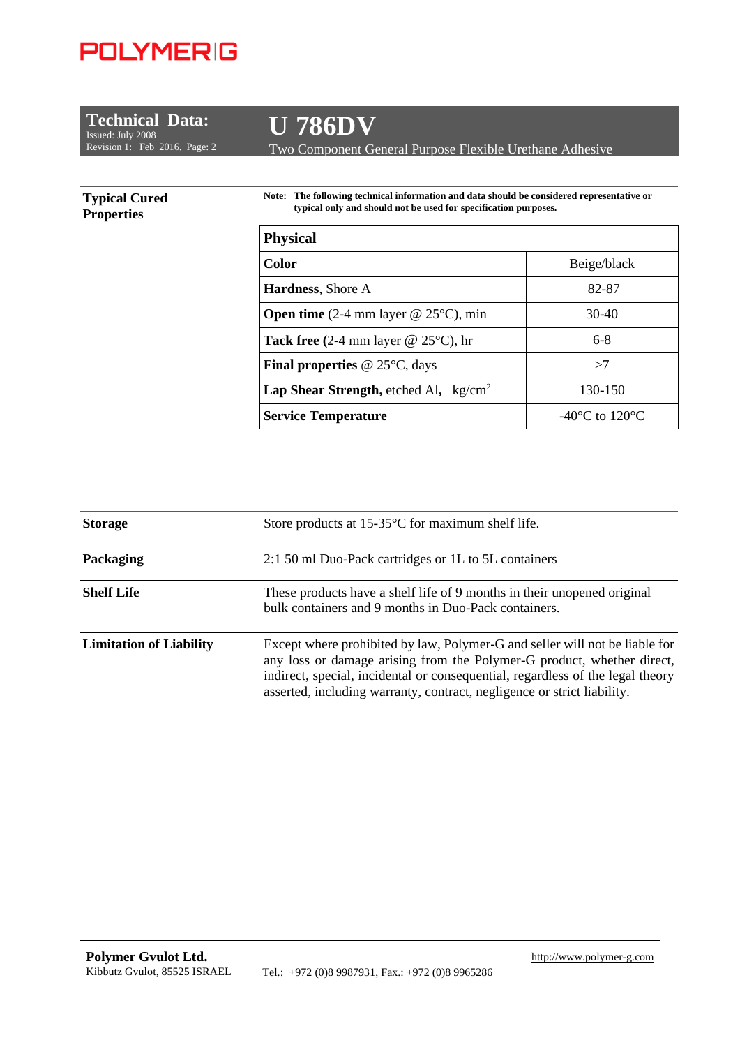**Technical Data:**
Issued: July 2008
Revision 1: Feb 2016

# U 786DV

Two Component General Purpose Flexible Urethane Adhesive

## Typical Cured Properties

**Note: The following technical information and data should be considered representative or typical only and should not be used for specification purposes.**

| **Physical** | |
|---|---|
| **Color** | Beige/black |
| **Hardness**, Shore A | 82-87 |
| **Open time** (2-4 mm layer @ 25°C), min | 30-40 |
| **Tack free** (2-4 mm layer @ 25°C), hr | 6-8 |
| **Final properties** @ 25°C, days | >7 |
| **Lap Shear Strength,** etched Al, kg/cm$^2$ | 130-150 |
| **Service Temperature** | -40°C to 120°C |

**Storage**

Store products at 15-35°C for maximum shelf life.

**Packaging**

2:1 50 ml Duo-Pack cartridges or 1L to 5L containers

**Shelf Life**

These products have a shelf life of 9 months in their unopened original bulk containers and 9 months in Duo-Pack containers.

**Limitation of Liability**

Except where prohibited by law, Polymer-G and seller will not be liable for any loss or damage arising from the Polymer-G product, whether direct, indirect, special, incidental or consequential, regardless of the legal theory asserted, including warranty, contract, negligence or strict liability.

**Polymer Gvulot Ltd.**
Kibbutz Gvulot, 85525 ISRAEL
Tel.: +972 (0)8 9987931, Fax.: +972 (0)8 9965286
http://www.polymer-g.com